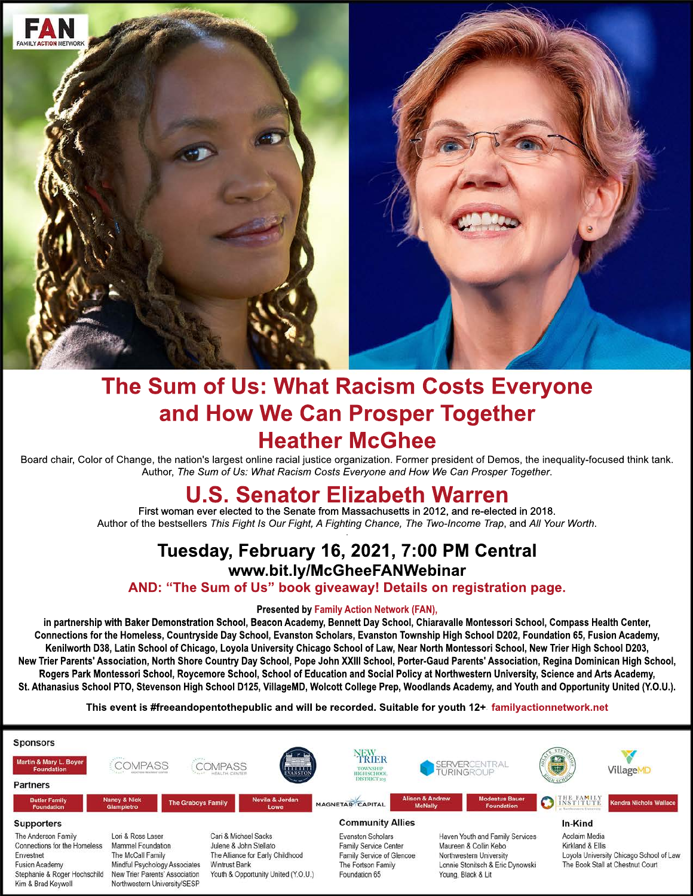FAN FAMILY ACTION NETWORK

# The Sum of Us: What Racism Costs Everyone and How We Can Prosper Together

## Heather McGhee

Board chair, Color of Change, the nation's largest online racial justice organization. Former president of Demos, the inequality-focused think tank. Author, *The Sum of Us: What Racism Costs Everyone and How We Can Prosper Together*.

## U.S. Senator Elizabeth Warren

First woman ever elected to the Senate from Massachusetts in 2012, and re-elected in 2018. Author of the bestsellers *This Fight Is Our Fight*, *A Fighting Chance*, *The Two-Income Trap*, and *All Your Worth*.

### Tuesday, February 16, 2021, 7:00 PM Central

**www.bit.ly/McGheeFANWebinar**

**AND: "The Sum of Us" book giveaway! Details on registration page.**

**Presented by Family Action Network (FAN), in partnership with Baker Demonstration School, Beacon Academy, Bennett Day School, Chiaravalle Montessori School, Compass Health Center, Connections for the Homeless, Countryside Day School, Evanston Scholars, Evanston Township High School D202, Foundation 65, Fusion Academy, Kenilworth D38, Latin School of Chicago, Loyola University Chicago School of Law, Near North Montessori School, New Trier High School D203, New Trier Parents' Association, North Shore Country Day School, Pope John XXIII School, Porter-Gaud Parents' Association, Regina Dominican High School, Rogers Park Montessori School, Roycemore School, School of Education and Social Policy at Northwestern University, Science and Arts Academy, St. Athanasius School PTO, Stevenson High School D125, VillageMD, Wolcott College Prep, Woodlands Academy, and Youth and Opportunity United (Y.O.U.).**

**This event is #freeandopentothepublic and will be recorded. Suitable for youth 12+** familyactionnetwork.net

### Sponsors

Martin & Mary L. Boyer Foundation, Compass, Compass Health Center, Evanston, New Trier Township High School District 203, ServerCentral Turing Group, Adlai E. Stevenson High School, VillageMD

### Partners

Butler Family Foundation, Nancy & Nick Giampietro, The Graboys Family, Nevila & Jordan Lowe, Magnetar Capital, Alison & Andrew McNally, Modestus Bauer Foundation, The Family Institute at Northwestern University, Kendra Nichols Wallace

### Supporters

The Anderson Family
Connections for the Homeless
Envestnet
Fusion Academy
Stephanie & Roger Hochschild
Kim & Brad Keywell
Lori & Ross Laser
Mammel Foundation
The McCall Family
Mindful Psychology Associates
New Trier Parents' Association
Northwestern University/SESP
Cari & Michael Sacks
Julene & John Stellato
The Alliance for Early Childhood
Wintrust Bank
Youth & Opportunity United (Y.O.U.)

### Community Allies

Evanston Scholars
Family Service Center
Family Service of Glencoe
The Fortson Family
Foundation 65
Haven Youth and Family Services
Maureen & Collin Kebo
Northwestern University
Lonnie Stonitsch & Eric Dynowski
Young, Black & Lit

### In-Kind

Acclaim Media
Kirkland & Ellis
Loyola University Chicago School of Law
The Book Stall at Chestnut Court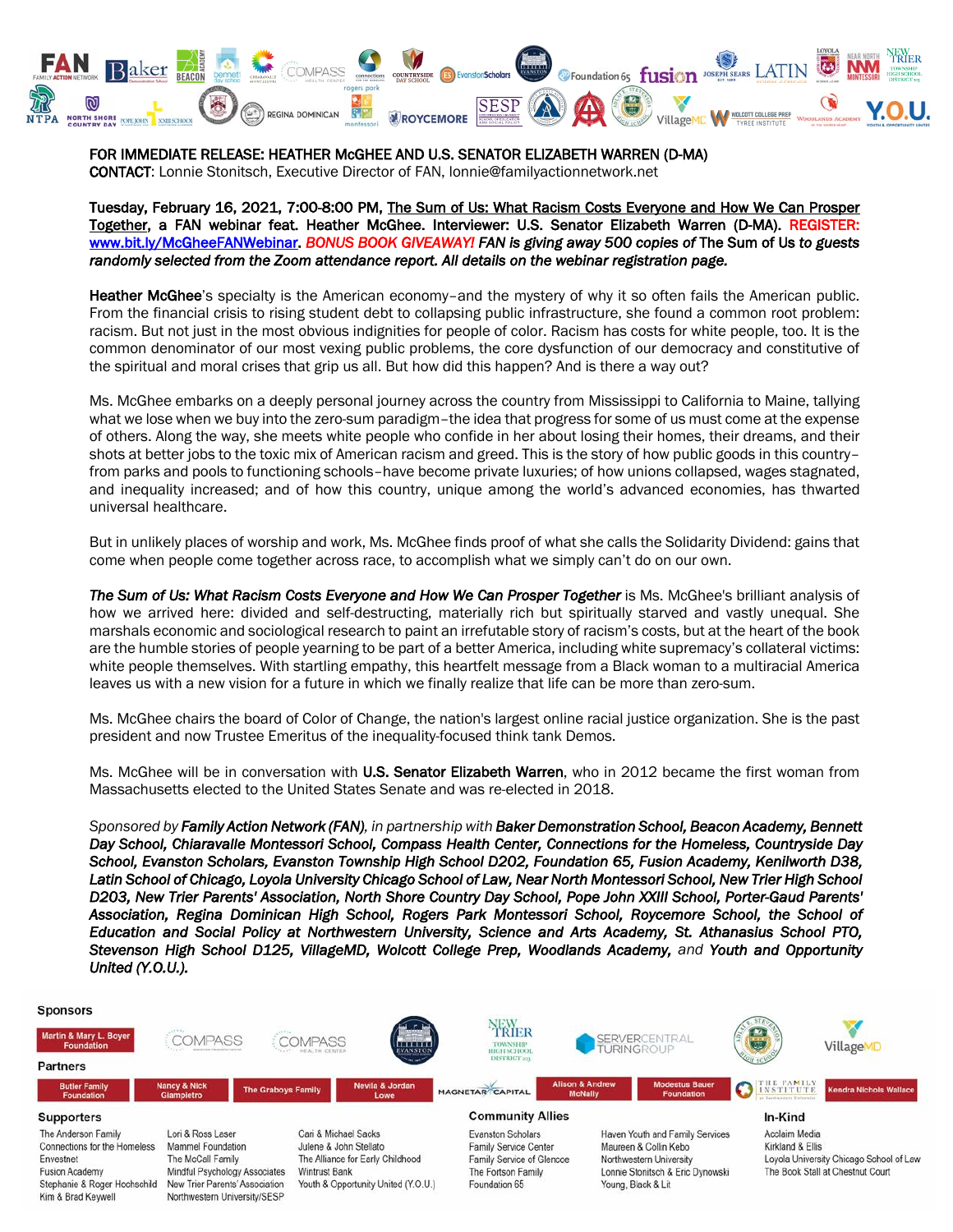FOR IMMEDIATE RELEASE: HEATHER McGHEE AND U.S. SENATOR ELIZABETH WARREN (D-MA)
CONTACT: Lonnie Stonitsch, Executive Director of FAN, lonnie@familyactionnetwork.net

**Tuesday, February 16, 2021, 7:00-8:00 PM, The Sum of Us: What Racism Costs Everyone and How We Can Prosper Together, a FAN webinar feat. Heather McGhee. Interviewer: U.S. Senator Elizabeth Warren (D-MA). REGISTER: www.bit.ly/McGheeFANWebinar.** ***BONUS BOOK GIVEAWAY! FAN is giving away 500 copies of* The Sum of Us *to guests randomly selected from the Zoom attendance report. All details on the webinar registration page.***

**Heather McGhee**'s specialty is the American economy–and the mystery of why it so often fails the American public. From the financial crisis to rising student debt to collapsing public infrastructure, she found a common root problem: racism. But not just in the most obvious indignities for people of color. Racism has costs for white people, too. It is the common denominator of our most vexing public problems, the core dysfunction of our democracy and constitutive of the spiritual and moral crises that grip us all. But how did this happen? And is there a way out?

Ms. McGhee embarks on a deeply personal journey across the country from Mississippi to California to Maine, tallying what we lose when we buy into the zero-sum paradigm–the idea that progress for some of us must come at the expense of others. Along the way, she meets white people who confide in her about losing their homes, their dreams, and their shots at better jobs to the toxic mix of American racism and greed. This is the story of how public goods in this country–from parks and pools to functioning schools–have become private luxuries; of how unions collapsed, wages stagnated, and inequality increased; and of how this country, unique among the world's advanced economies, has thwarted universal healthcare.

But in unlikely places of worship and work, Ms. McGhee finds proof of what she calls the Solidarity Dividend: gains that come when people come together across race, to accomplish what we simply can't do on our own.

***The Sum of Us: What Racism Costs Everyone and How We Can Prosper Together*** is Ms. McGhee's brilliant analysis of how we arrived here: divided and self-destructing, materially rich but spiritually starved and vastly unequal. She marshals economic and sociological research to paint an irrefutable story of racism's costs, but at the heart of the book are the humble stories of people yearning to be part of a better America, including white supremacy's collateral victims: white people themselves. With startling empathy, this heartfelt message from a Black woman to a multiracial America leaves us with a new vision for a future in which we finally realize that life can be more than zero-sum.

Ms. McGhee chairs the board of Color of Change, the nation's largest online racial justice organization. She is the past president and now Trustee Emeritus of the inequality-focused think tank Demos.

Ms. McGhee will be in conversation with **U.S. Senator Elizabeth Warren**, who in 2012 became the first woman from Massachusetts elected to the United States Senate and was re-elected in 2018.

*Sponsored by* ***Family Action Network (FAN)****, in partnership with* ***Baker Demonstration School, Beacon Academy, Bennett Day School, Chiaravalle Montessori School, Compass Health Center, Connections for the Homeless, Countryside Day School, Evanston Scholars, Evanston Township High School D202, Foundation 65, Fusion Academy, Kenilworth D38, Latin School of Chicago, Loyola University Chicago School of Law, Near North Montessori School, New Trier High School D203, New Trier Parents' Association, North Shore Country Day School, Pope John XXIII School, Porter-Gaud Parents' Association, Regina Dominican High School, Rogers Park Montessori School, Roycemore School, the School of Education and Social Policy at Northwestern University, Science and Arts Academy, St. Athanasius School PTO, Stevenson High School D125, VillageMD, Wolcott College Prep, Woodlands Academy,*** *and* ***Youth and Opportunity United (Y.O.U.).***

**Sponsors**

Martin & Mary L. Boyer Foundation, Compass, Compass Health Center, Evanston, New Trier Township High School District 203, ServerCentral Turing Group, Stevenson High School, VillageMD

**Partners**

Butler Family Foundation, Nancy & Nick Giampietro, The Graboys Family, Nevila & Jordan Lowe, Magnetar Capital, Allison & Andrew McNally, Modestus Bauer Foundation, The Family Institute at Northwestern University, Kendra Nichols Wallace

**Supporters**

The Anderson Family
Connections for the Homeless
Envestnet
Fusion Academy
Stephanie & Roger Hochschild
Kim & Brad Keywell
Lori & Ross Laser
Mammel Foundation
The McCall Family
Mindful Psychology Associates
New Trier Parents' Association
Northwestern University/SESP
Cari & Michael Sacks
Julene & John Stellato
The Alliance for Early Childhood
Wintrust Bank
Youth & Opportunity United (Y.O.U.)

**Community Allies**

Evanston Scholars
Family Service Center
Family Service of Glencoe
The Fortson Family
Foundation 65
Haven Youth and Family Services
Maureen & Collin Kebo
Northwestern University
Lonnie Stonitsch & Eric Dynowski
Young, Black & Lit

**In-Kind**

Acclaim Media
Kirkland & Ellis
Loyola University Chicago School of Law
The Book Stall at Chestnut Court